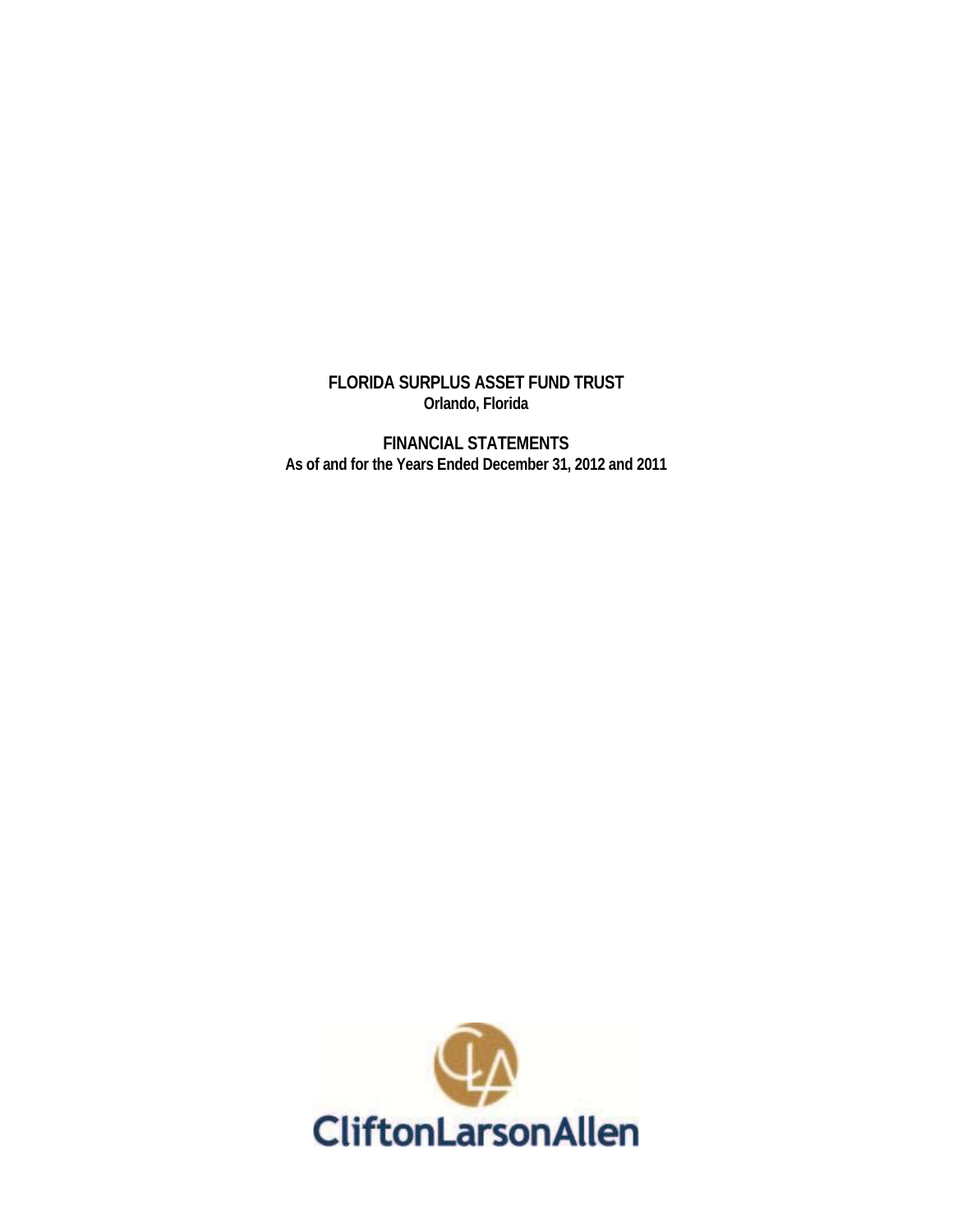**FLORIDA SURPLUS ASSET FUND TRUST**
**Orlando, Florida**

**FINANCIAL STATEMENTS**
**As of and for the Years Ended December 31, 2012 and 2011**

CliftonLarsonAllen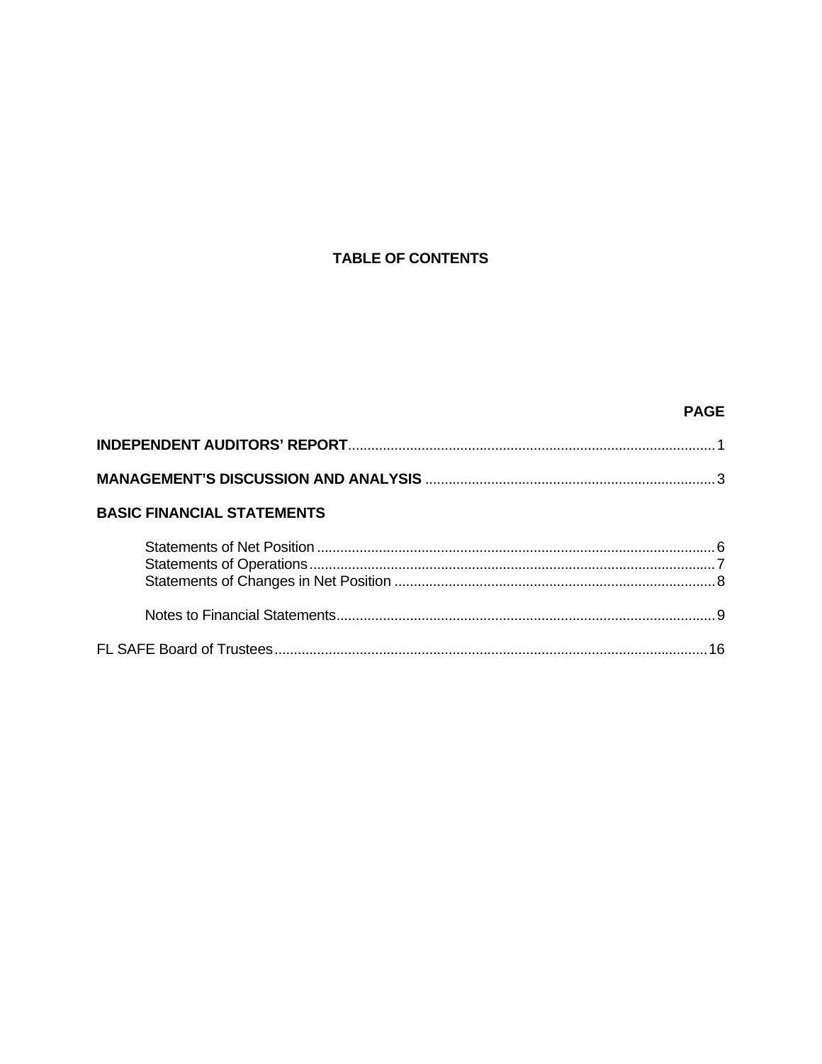# TABLE OF CONTENTS

| | PAGE |
|---|---|
| **INDEPENDENT AUDITORS' REPORT** | 1 |
| **MANAGEMENT'S DISCUSSION AND ANALYSIS** | 3 |
| **BASIC FINANCIAL STATEMENTS** | |
| Statements of Net Position | 6 |
| Statements of Operations | 7 |
| Statements of Changes in Net Position | 8 |
| Notes to Financial Statements | 9 |
| FL SAFE Board of Trustees | 16 |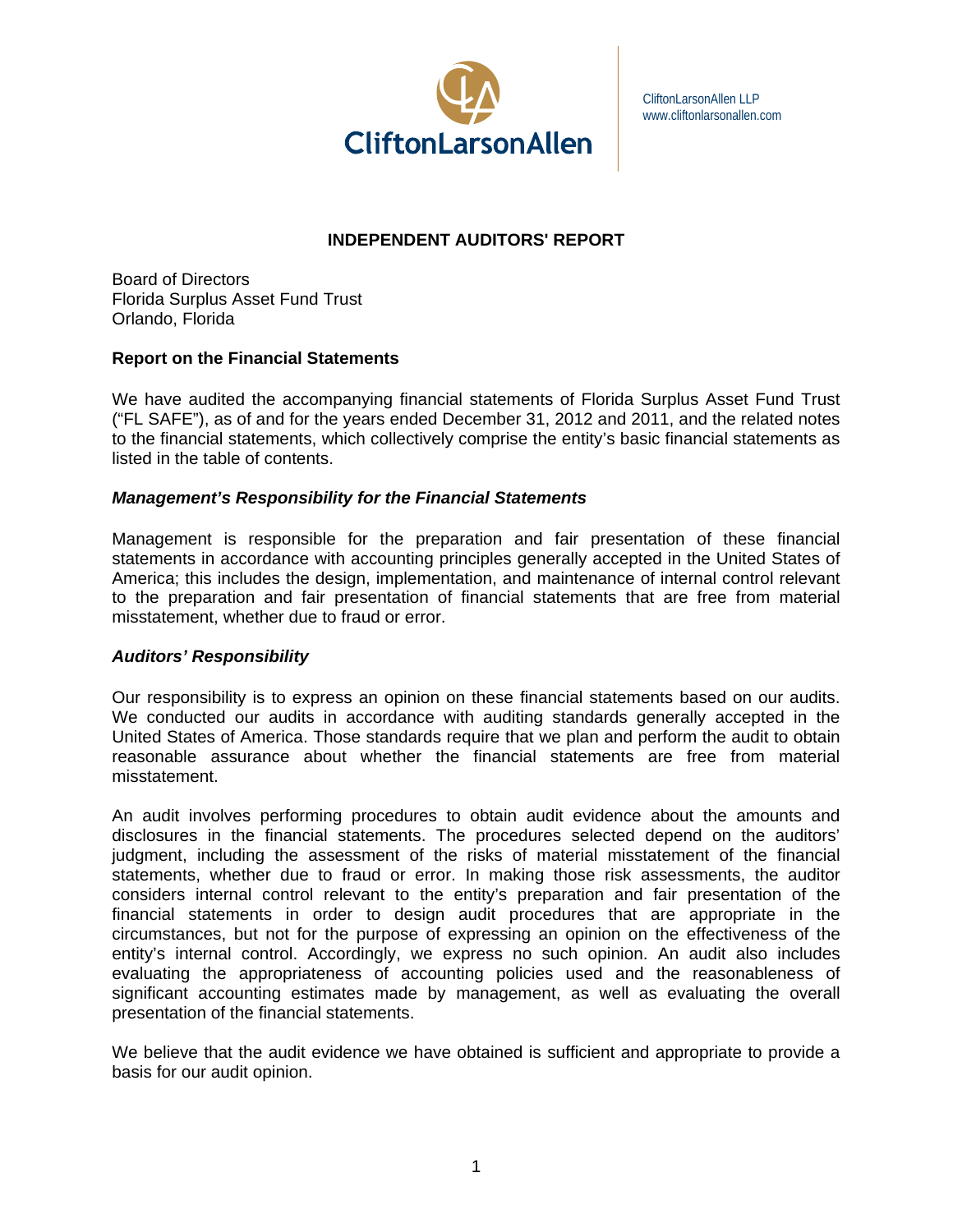CliftonLarsonAllen LLP
www.cliftonlarsonallen.com

## INDEPENDENT AUDITORS' REPORT

Board of Directors
Florida Surplus Asset Fund Trust
Orlando, Florida

### Report on the Financial Statements

We have audited the accompanying financial statements of Florida Surplus Asset Fund Trust ("FL SAFE"), as of and for the years ended December 31, 2012 and 2011, and the related notes to the financial statements, which collectively comprise the entity's basic financial statements as listed in the table of contents.

#### *Management's Responsibility for the Financial Statements*

Management is responsible for the preparation and fair presentation of these financial statements in accordance with accounting principles generally accepted in the United States of America; this includes the design, implementation, and maintenance of internal control relevant to the preparation and fair presentation of financial statements that are free from material misstatement, whether due to fraud or error.

#### *Auditors' Responsibility*

Our responsibility is to express an opinion on these financial statements based on our audits. We conducted our audits in accordance with auditing standards generally accepted in the United States of America. Those standards require that we plan and perform the audit to obtain reasonable assurance about whether the financial statements are free from material misstatement.

An audit involves performing procedures to obtain audit evidence about the amounts and disclosures in the financial statements. The procedures selected depend on the auditors' judgment, including the assessment of the risks of material misstatement of the financial statements, whether due to fraud or error. In making those risk assessments, the auditor considers internal control relevant to the entity's preparation and fair presentation of the financial statements in order to design audit procedures that are appropriate in the circumstances, but not for the purpose of expressing an opinion on the effectiveness of the entity's internal control. Accordingly, we express no such opinion. An audit also includes evaluating the appropriateness of accounting policies used and the reasonableness of significant accounting estimates made by management, as well as evaluating the overall presentation of the financial statements.

We believe that the audit evidence we have obtained is sufficient and appropriate to provide a basis for our audit opinion.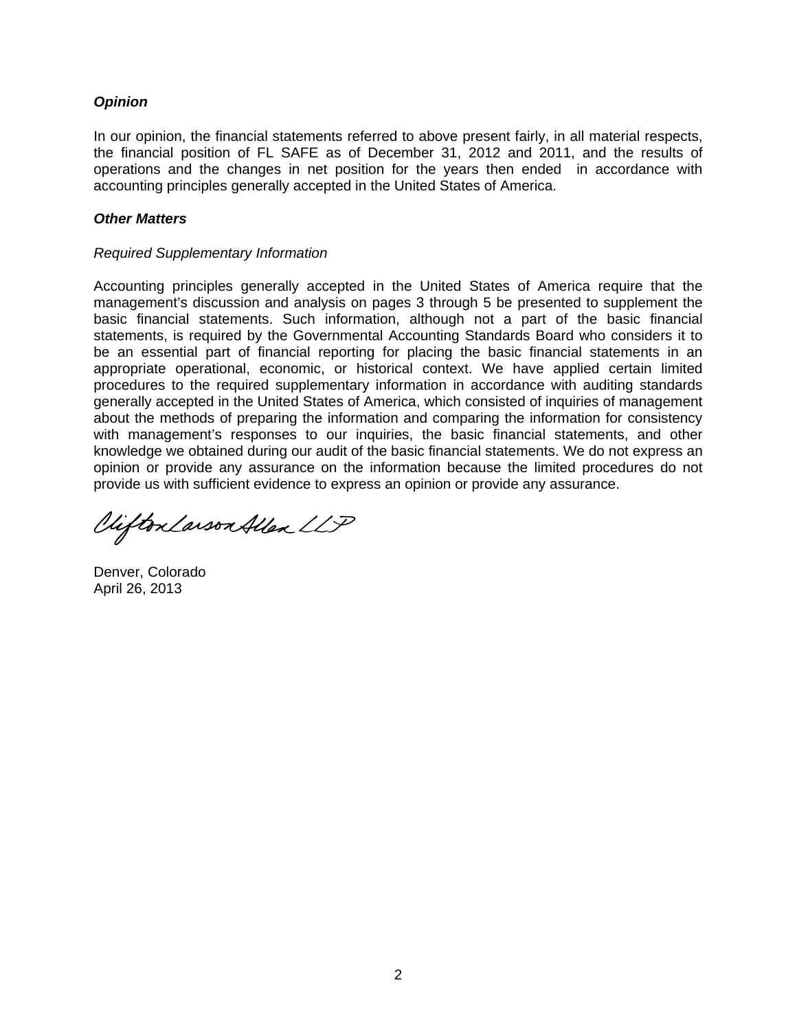***Opinion***

In our opinion, the financial statements referred to above present fairly, in all material respects, the financial position of FL SAFE as of December 31, 2012 and 2011, and the results of operations and the changes in net position for the years then ended in accordance with accounting principles generally accepted in the United States of America.

***Other Matters***

*Required Supplementary Information*

Accounting principles generally accepted in the United States of America require that the management's discussion and analysis on pages 3 through 5 be presented to supplement the basic financial statements. Such information, although not a part of the basic financial statements, is required by the Governmental Accounting Standards Board who considers it to be an essential part of financial reporting for placing the basic financial statements in an appropriate operational, economic, or historical context. We have applied certain limited procedures to the required supplementary information in accordance with auditing standards generally accepted in the United States of America, which consisted of inquiries of management about the methods of preparing the information and comparing the information for consistency with management's responses to our inquiries, the basic financial statements, and other knowledge we obtained during our audit of the basic financial statements. We do not express an opinion or provide any assurance on the information because the limited procedures do not provide us with sufficient evidence to express an opinion or provide any assurance.

CliftonLarsonAllen LLP

Denver, Colorado
April 26, 2013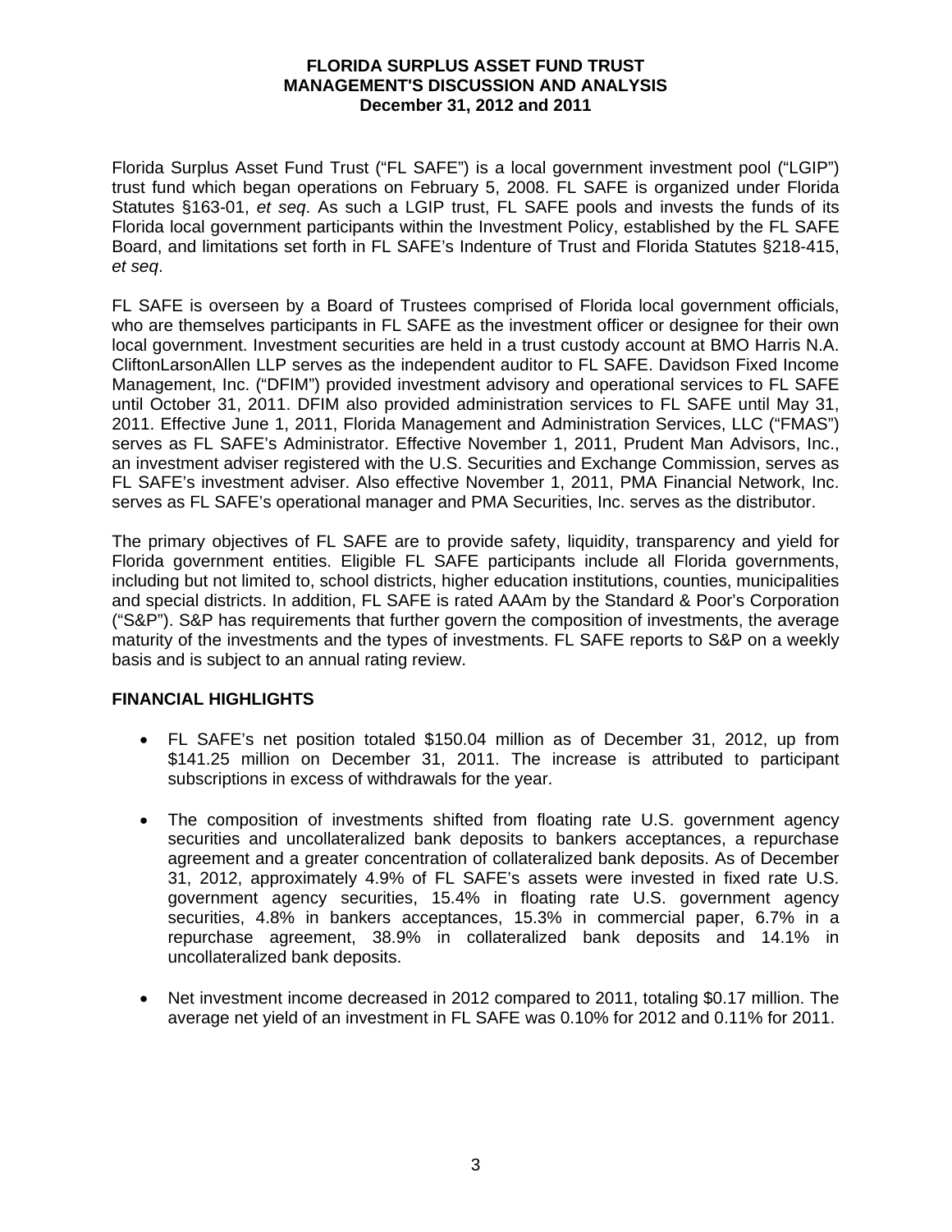# FLORIDA SURPLUS ASSET FUND TRUST
## MANAGEMENT'S DISCUSSION AND ANALYSIS
### December 31, 2012 and 2011

Florida Surplus Asset Fund Trust ("FL SAFE") is a local government investment pool ("LGIP") trust fund which began operations on February 5, 2008. FL SAFE is organized under Florida Statutes §163-01, *et seq*. As such a LGIP trust, FL SAFE pools and invests the funds of its Florida local government participants within the Investment Policy, established by the FL SAFE Board, and limitations set forth in FL SAFE's Indenture of Trust and Florida Statutes §218-415, *et seq*.

FL SAFE is overseen by a Board of Trustees comprised of Florida local government officials, who are themselves participants in FL SAFE as the investment officer or designee for their own local government. Investment securities are held in a trust custody account at BMO Harris N.A. CliftonLarsonAllen LLP serves as the independent auditor to FL SAFE. Davidson Fixed Income Management, Inc. ("DFIM") provided investment advisory and operational services to FL SAFE until October 31, 2011. DFIM also provided administration services to FL SAFE until May 31, 2011. Effective June 1, 2011, Florida Management and Administration Services, LLC ("FMAS") serves as FL SAFE's Administrator. Effective November 1, 2011, Prudent Man Advisors, Inc., an investment adviser registered with the U.S. Securities and Exchange Commission, serves as FL SAFE's investment adviser. Also effective November 1, 2011, PMA Financial Network, Inc. serves as FL SAFE's operational manager and PMA Securities, Inc. serves as the distributor.

The primary objectives of FL SAFE are to provide safety, liquidity, transparency and yield for Florida government entities. Eligible FL SAFE participants include all Florida governments, including but not limited to, school districts, higher education institutions, counties, municipalities and special districts. In addition, FL SAFE is rated AAAm by the Standard & Poor's Corporation ("S&P"). S&P has requirements that further govern the composition of investments, the average maturity of the investments and the types of investments. FL SAFE reports to S&P on a weekly basis and is subject to an annual rating review.

## FINANCIAL HIGHLIGHTS

- FL SAFE's net position totaled \$150.04 million as of December 31, 2012, up from \$141.25 million on December 31, 2011. The increase is attributed to participant subscriptions in excess of withdrawals for the year.

- The composition of investments shifted from floating rate U.S. government agency securities and uncollateralized bank deposits to bankers acceptances, a repurchase agreement and a greater concentration of collateralized bank deposits. As of December 31, 2012, approximately 4.9% of FL SAFE's assets were invested in fixed rate U.S. government agency securities, 15.4% in floating rate U.S. government agency securities, 4.8% in bankers acceptances, 15.3% in commercial paper, 6.7% in a repurchase agreement, 38.9% in collateralized bank deposits and 14.1% in uncollateralized bank deposits.

- Net investment income decreased in 2012 compared to 2011, totaling \$0.17 million. The average net yield of an investment in FL SAFE was 0.10% for 2012 and 0.11% for 2011.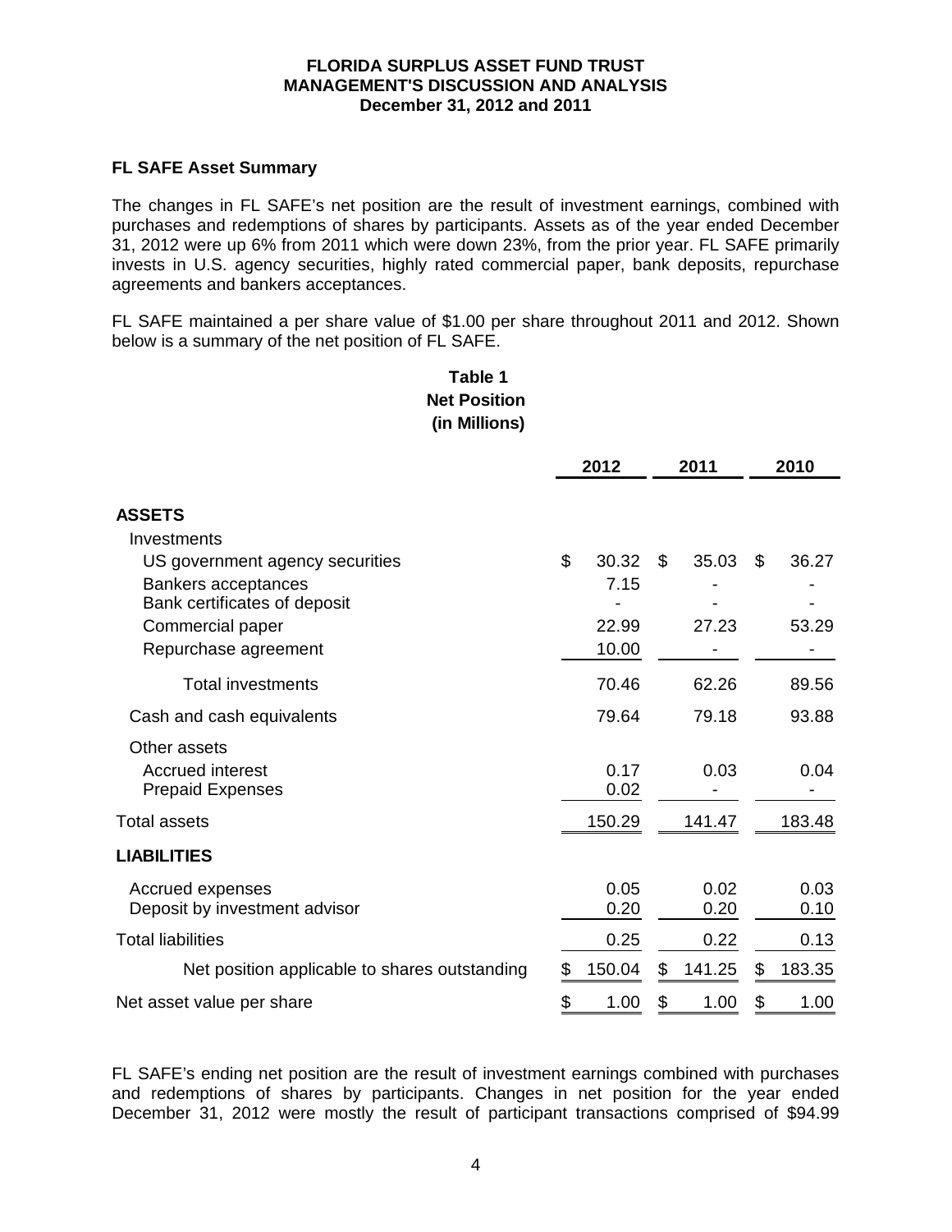## FL SAFE Asset Summary

The changes in FL SAFE's net position are the result of investment earnings, combined with purchases and redemptions of shares by participants. Assets as of the year ended December 31, 2012 were up 6% from 2011 which were down 23%, from the prior year. FL SAFE primarily invests in U.S. agency securities, highly rated commercial paper, bank deposits, repurchase agreements and bankers acceptances.

FL SAFE maintained a per share value of $1.00 per share throughout 2011 and 2012. Shown below is a summary of the net position of FL SAFE.

**Table 1**
**Net Position**
**(in Millions)**

| | 2012 | 2011 | 2010 |
|---|---|---|---|
| **ASSETS** | | | |
| Investments | | | |
| US government agency securities | $ 30.32 | $ 35.03 | $ 36.27 |
| Bankers acceptances | 7.15 | - | - |
| Bank certificates of deposit | - | - | - |
| Commercial paper | 22.99 | 27.23 | 53.29 |
| Repurchase agreement | 10.00 | - | - |
| Total investments | 70.46 | 62.26 | 89.56 |
| Cash and cash equivalents | 79.64 | 79.18 | 93.88 |
| Other assets | | | |
| Accrued interest | 0.17 | 0.03 | 0.04 |
| Prepaid Expenses | 0.02 | - | - |
| Total assets | 150.29 | 141.47 | 183.48 |
| **LIABILITIES** | | | |
| Accrued expenses | 0.05 | 0.02 | 0.03 |
| Deposit by investment advisor | 0.20 | 0.20 | 0.10 |
| Total liabilities | 0.25 | 0.22 | 0.13 |
| Net position applicable to shares outstanding | $ 150.04 | $ 141.25 | $ 183.35 |
| Net asset value per share | $ 1.00 | $ 1.00 | $ 1.00 |

FL SAFE's ending net position are the result of investment earnings combined with purchases and redemptions of shares by participants. Changes in net position for the year ended December 31, 2012 were mostly the result of participant transactions comprised of $94.99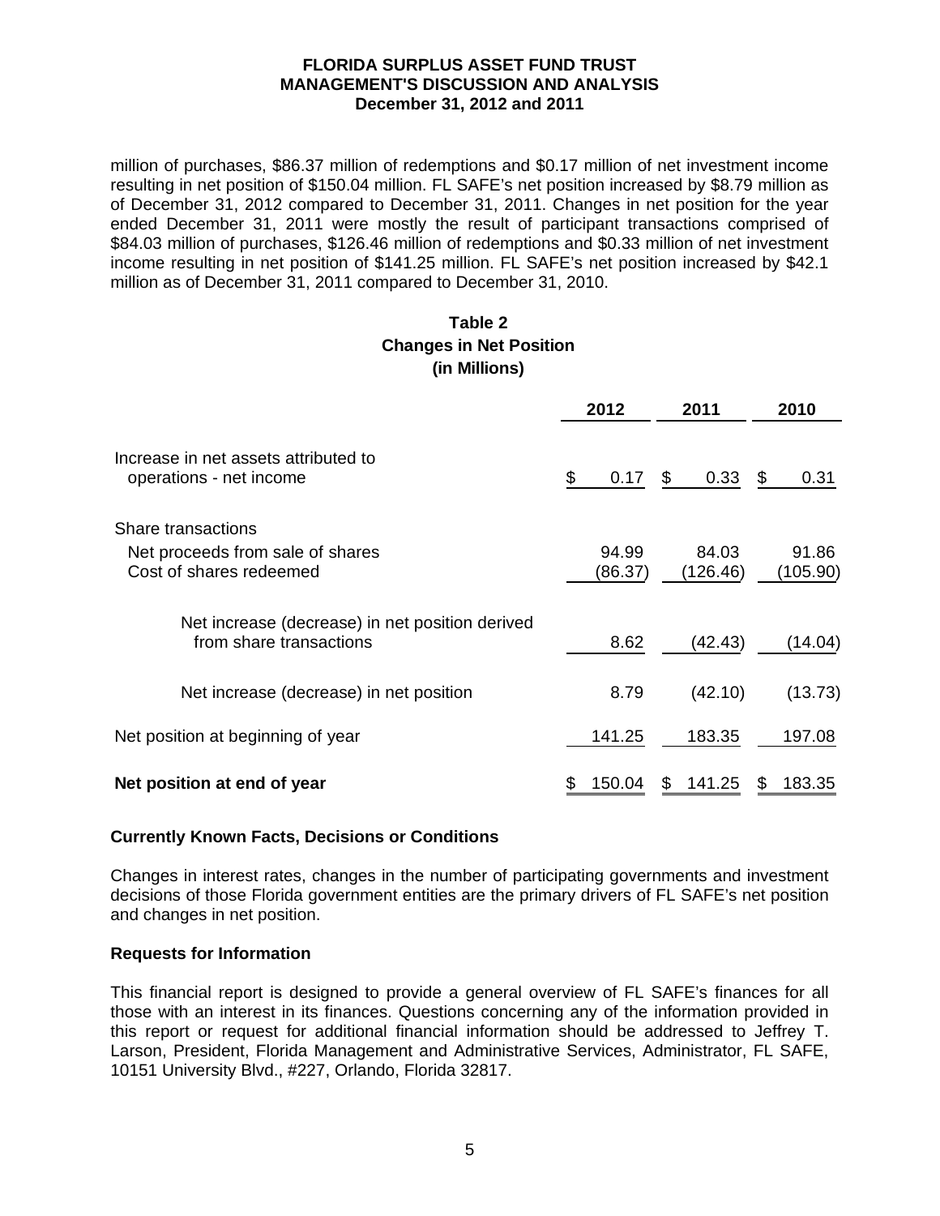million of purchases, $86.37 million of redemptions and $0.17 million of net investment income resulting in net position of $150.04 million. FL SAFE's net position increased by $8.79 million as of December 31, 2012 compared to December 31, 2011. Changes in net position for the year ended December 31, 2011 were mostly the result of participant transactions comprised of $84.03 million of purchases, $126.46 million of redemptions and $0.33 million of net investment income resulting in net position of $141.25 million. FL SAFE's net position increased by $42.1 million as of December 31, 2011 compared to December 31, 2010.

**Table 2**
**Changes in Net Position**
**(in Millions)**

| | 2012 | 2011 | 2010 |
|---|---|---|---|
| Increase in net assets attributed to operations - net income | $ 0.17 | $ 0.33 | $ 0.31 |
| Share transactions | | | |
| Net proceeds from sale of shares | 94.99 | 84.03 | 91.86 |
| Cost of shares redeemed | (86.37) | (126.46) | (105.90) |
| Net increase (decrease) in net position derived from share transactions | 8.62 | (42.43) | (14.04) |
| Net increase (decrease) in net position | 8.79 | (42.10) | (13.73) |
| Net position at beginning of year | 141.25 | 183.35 | 197.08 |
| **Net position at end of year** | $ 150.04 | $ 141.25 | $ 183.35 |

### Currently Known Facts, Decisions or Conditions

Changes in interest rates, changes in the number of participating governments and investment decisions of those Florida government entities are the primary drivers of FL SAFE's net position and changes in net position.

### Requests for Information

This financial report is designed to provide a general overview of FL SAFE's finances for all those with an interest in its finances. Questions concerning any of the information provided in this report or request for additional financial information should be addressed to Jeffrey T. Larson, President, Florida Management and Administrative Services, Administrator, FL SAFE, 10151 University Blvd., #227, Orlando, Florida 32817.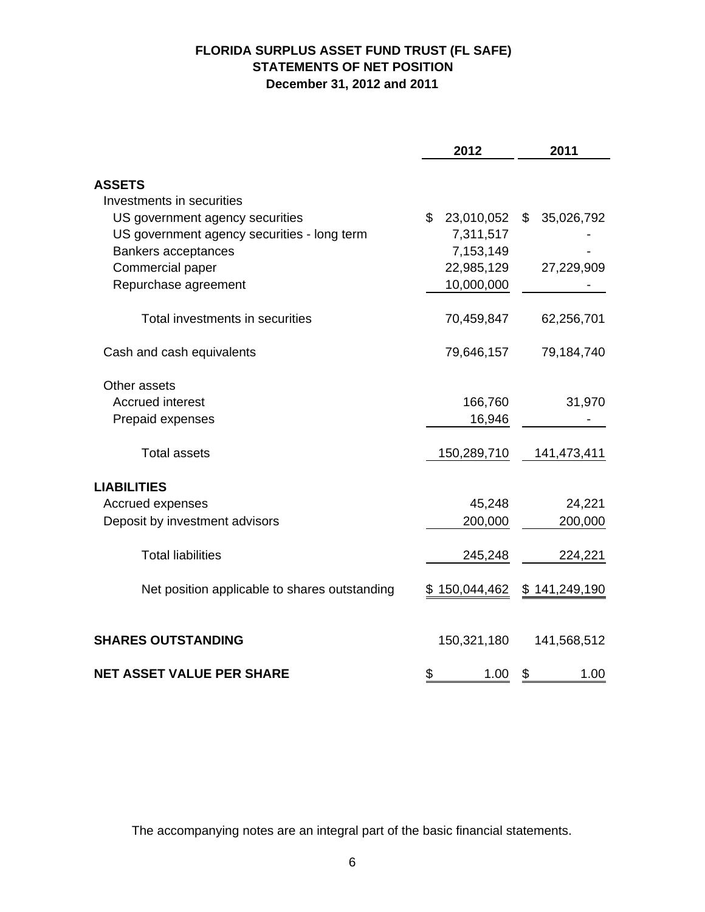# FLORIDA SURPLUS ASSET FUND TRUST (FL SAFE)
## STATEMENTS OF NET POSITION
### December 31, 2012 and 2011

| | 2012 | 2011 |
|---|---|---|
| **ASSETS** | | |
| Investments in securities | | |
| US government agency securities | $ 23,010,052 | $ 35,026,792 |
| US government agency securities - long term | 7,311,517 | - |
| Bankers acceptances | 7,153,149 | - |
| Commercial paper | 22,985,129 | 27,229,909 |
| Repurchase agreement | 10,000,000 | - |
| Total investments in securities | 70,459,847 | 62,256,701 |
| Cash and cash equivalents | 79,646,157 | 79,184,740 |
| Other assets | | |
| Accrued interest | 166,760 | 31,970 |
| Prepaid expenses | 16,946 | - |
| Total assets | 150,289,710 | 141,473,411 |
| **LIABILITIES** | | |
| Accrued expenses | 45,248 | 24,221 |
| Deposit by investment advisors | 200,000 | 200,000 |
| Total liabilities | 245,248 | 224,221 |
| Net position applicable to shares outstanding | $ 150,044,462 | $ 141,249,190 |
| **SHARES OUTSTANDING** | 150,321,180 | 141,568,512 |
| **NET ASSET VALUE PER SHARE** | $ 1.00 | $ 1.00 |

The accompanying notes are an integral part of the basic financial statements.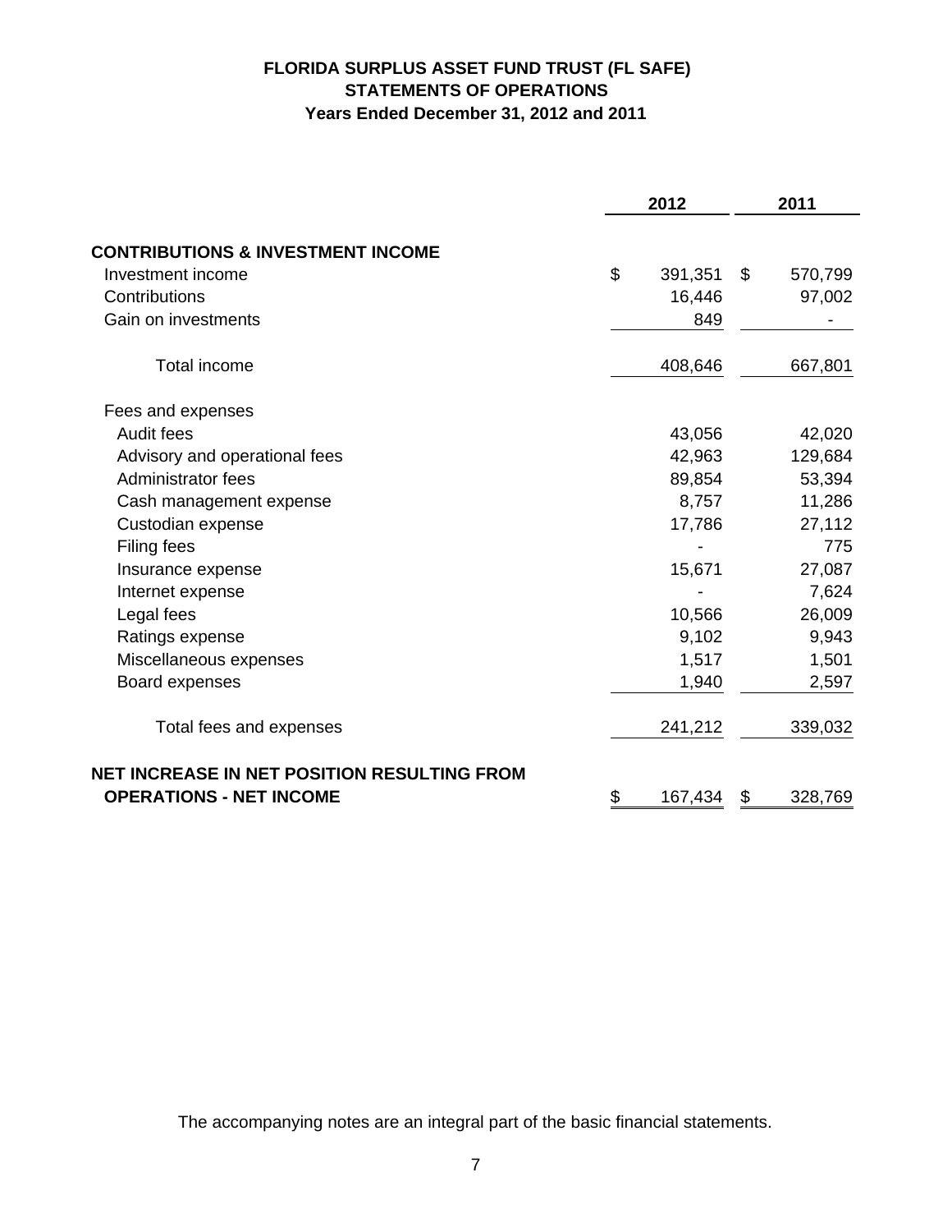# FLORIDA SURPLUS ASSET FUND TRUST (FL SAFE)
## STATEMENTS OF OPERATIONS
### Years Ended December 31, 2012 and 2011

| | 2012 | 2011 |
|---|---|---|
| **CONTRIBUTIONS & INVESTMENT INCOME** | | |
| Investment income | $ 391,351 | $ 570,799 |
| Contributions | 16,446 | 97,002 |
| Gain on investments | 849 | - |
| Total income | 408,646 | 667,801 |
| Fees and expenses | | |
| Audit fees | 43,056 | 42,020 |
| Advisory and operational fees | 42,963 | 129,684 |
| Administrator fees | 89,854 | 53,394 |
| Cash management expense | 8,757 | 11,286 |
| Custodian expense | 17,786 | 27,112 |
| Filing fees | - | 775 |
| Insurance expense | 15,671 | 27,087 |
| Internet expense | - | 7,624 |
| Legal fees | 10,566 | 26,009 |
| Ratings expense | 9,102 | 9,943 |
| Miscellaneous expenses | 1,517 | 1,501 |
| Board expenses | 1,940 | 2,597 |
| Total fees and expenses | 241,212 | 339,032 |
| **NET INCREASE IN NET POSITION RESULTING FROM OPERATIONS - NET INCOME** | $ 167,434 | $ 328,769 |

The accompanying notes are an integral part of the basic financial statements.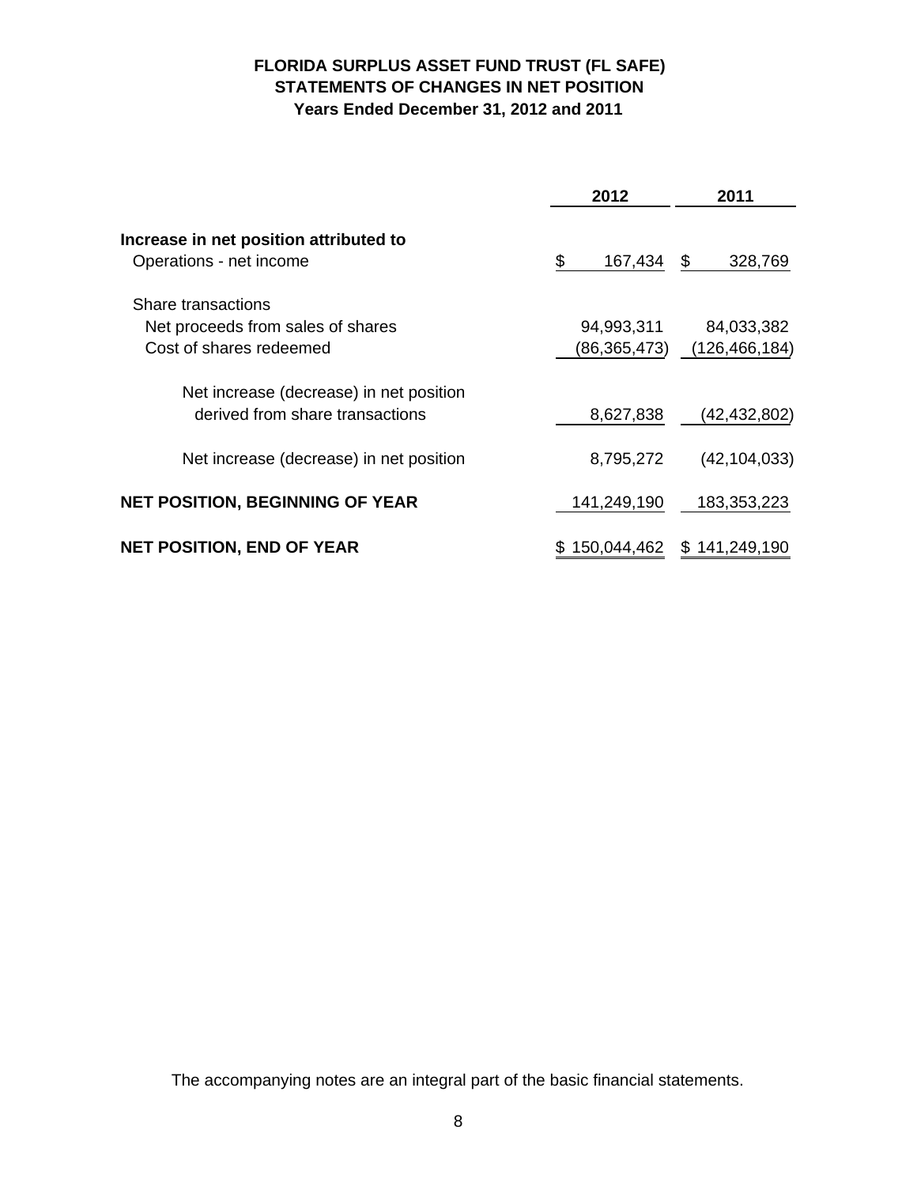# FLORIDA SURPLUS ASSET FUND TRUST (FL SAFE)
## STATEMENTS OF CHANGES IN NET POSITION
### Years Ended December 31, 2012 and 2011

| | 2012 | 2011 |
|---|---|---|
| **Increase in net position attributed to** | | |
| Operations - net income | $ 167,434 | $ 328,769 |
| Share transactions | | |
| Net proceeds from sales of shares | 94,993,311 | 84,033,382 |
| Cost of shares redeemed | (86,365,473) | (126,466,184) |
| Net increase (decrease) in net position derived from share transactions | 8,627,838 | (42,432,802) |
| Net increase (decrease) in net position | 8,795,272 | (42,104,033) |
| **NET POSITION, BEGINNING OF YEAR** | 141,249,190 | 183,353,223 |
| **NET POSITION, END OF YEAR** | $ 150,044,462 | $ 141,249,190 |

The accompanying notes are an integral part of the basic financial statements.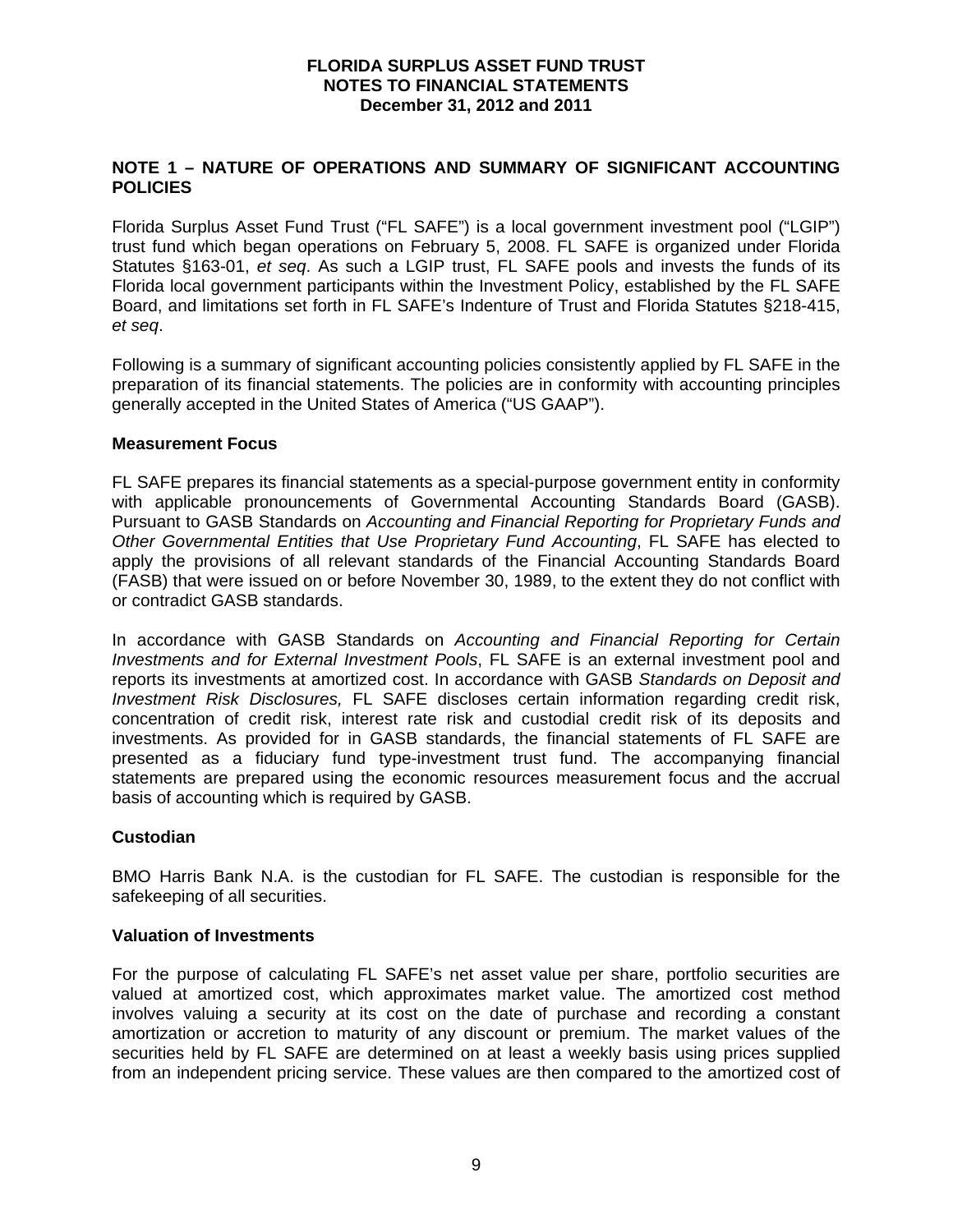**FLORIDA SURPLUS ASSET FUND TRUST**
**NOTES TO FINANCIAL STATEMENTS**
**December 31, 2012 and 2011**

## NOTE 1 – NATURE OF OPERATIONS AND SUMMARY OF SIGNIFICANT ACCOUNTING POLICIES

Florida Surplus Asset Fund Trust ("FL SAFE") is a local government investment pool ("LGIP") trust fund which began operations on February 5, 2008. FL SAFE is organized under Florida Statutes §163-01, *et seq*. As such a LGIP trust, FL SAFE pools and invests the funds of its Florida local government participants within the Investment Policy, established by the FL SAFE Board, and limitations set forth in FL SAFE's Indenture of Trust and Florida Statutes §218-415, *et seq*.

Following is a summary of significant accounting policies consistently applied by FL SAFE in the preparation of its financial statements. The policies are in conformity with accounting principles generally accepted in the United States of America ("US GAAP").

### Measurement Focus

FL SAFE prepares its financial statements as a special-purpose government entity in conformity with applicable pronouncements of Governmental Accounting Standards Board (GASB). Pursuant to GASB Standards on *Accounting and Financial Reporting for Proprietary Funds and Other Governmental Entities that Use Proprietary Fund Accounting*, FL SAFE has elected to apply the provisions of all relevant standards of the Financial Accounting Standards Board (FASB) that were issued on or before November 30, 1989, to the extent they do not conflict with or contradict GASB standards.

In accordance with GASB Standards on *Accounting and Financial Reporting for Certain Investments and for External Investment Pools*, FL SAFE is an external investment pool and reports its investments at amortized cost. In accordance with GASB *Standards on Deposit and Investment Risk Disclosures,* FL SAFE discloses certain information regarding credit risk, concentration of credit risk, interest rate risk and custodial credit risk of its deposits and investments. As provided for in GASB standards, the financial statements of FL SAFE are presented as a fiduciary fund type-investment trust fund. The accompanying financial statements are prepared using the economic resources measurement focus and the accrual basis of accounting which is required by GASB.

### Custodian

BMO Harris Bank N.A. is the custodian for FL SAFE. The custodian is responsible for the safekeeping of all securities.

### Valuation of Investments

For the purpose of calculating FL SAFE's net asset value per share, portfolio securities are valued at amortized cost, which approximates market value. The amortized cost method involves valuing a security at its cost on the date of purchase and recording a constant amortization or accretion to maturity of any discount or premium. The market values of the securities held by FL SAFE are determined on at least a weekly basis using prices supplied from an independent pricing service. These values are then compared to the amortized cost of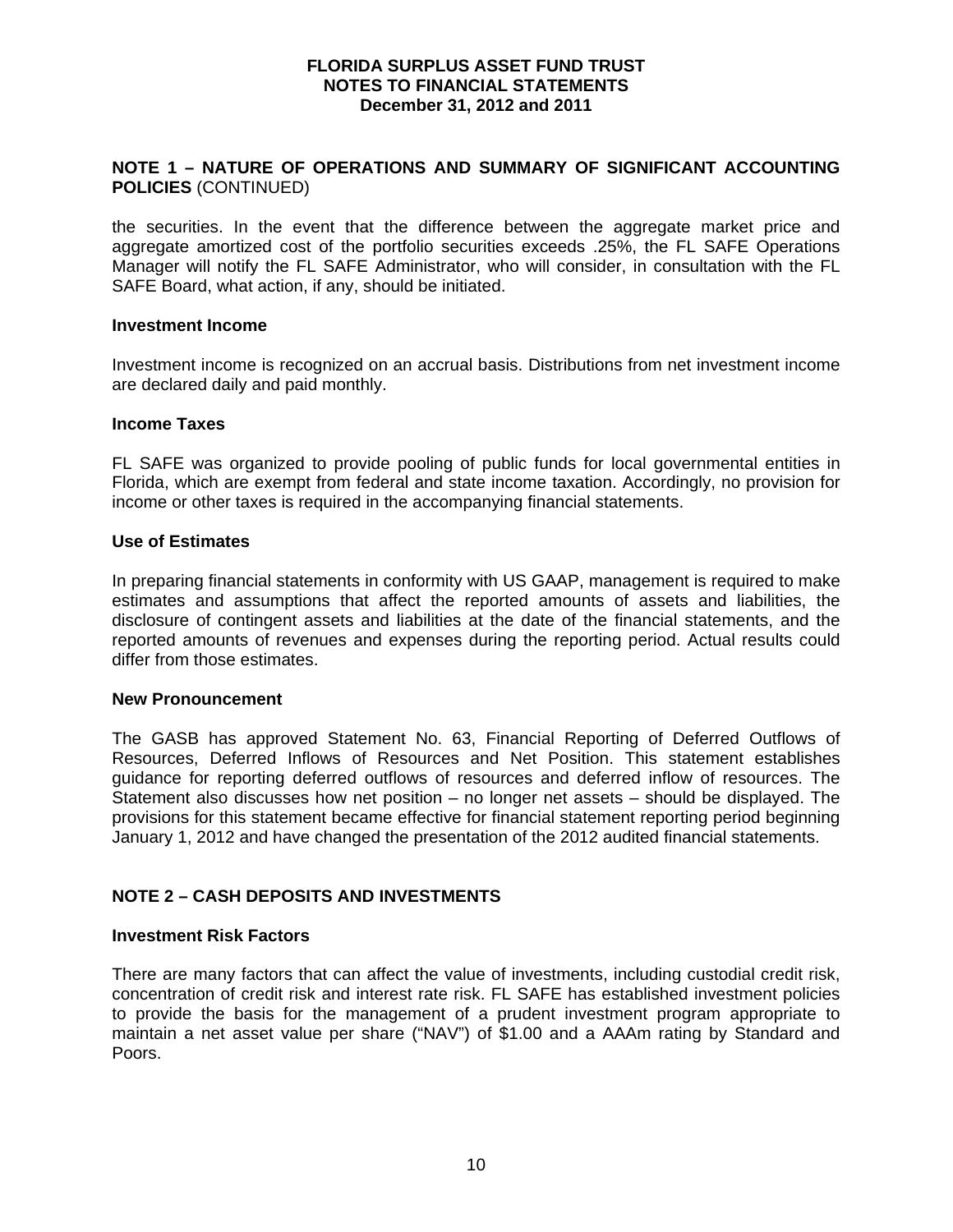## NOTE 1 – NATURE OF OPERATIONS AND SUMMARY OF SIGNIFICANT ACCOUNTING POLICIES (CONTINUED)

the securities. In the event that the difference between the aggregate market price and aggregate amortized cost of the portfolio securities exceeds .25%, the FL SAFE Operations Manager will notify the FL SAFE Administrator, who will consider, in consultation with the FL SAFE Board, what action, if any, should be initiated.

### Investment Income

Investment income is recognized on an accrual basis. Distributions from net investment income are declared daily and paid monthly.

### Income Taxes

FL SAFE was organized to provide pooling of public funds for local governmental entities in Florida, which are exempt from federal and state income taxation. Accordingly, no provision for income or other taxes is required in the accompanying financial statements.

### Use of Estimates

In preparing financial statements in conformity with US GAAP, management is required to make estimates and assumptions that affect the reported amounts of assets and liabilities, the disclosure of contingent assets and liabilities at the date of the financial statements, and the reported amounts of revenues and expenses during the reporting period. Actual results could differ from those estimates.

### New Pronouncement

The GASB has approved Statement No. 63, Financial Reporting of Deferred Outflows of Resources, Deferred Inflows of Resources and Net Position. This statement establishes guidance for reporting deferred outflows of resources and deferred inflow of resources. The Statement also discusses how net position – no longer net assets – should be displayed. The provisions for this statement became effective for financial statement reporting period beginning January 1, 2012 and have changed the presentation of the 2012 audited financial statements.

## NOTE 2 – CASH DEPOSITS AND INVESTMENTS

### Investment Risk Factors

There are many factors that can affect the value of investments, including custodial credit risk, concentration of credit risk and interest rate risk. FL SAFE has established investment policies to provide the basis for the management of a prudent investment program appropriate to maintain a net asset value per share ("NAV") of $1.00 and a AAAm rating by Standard and Poors.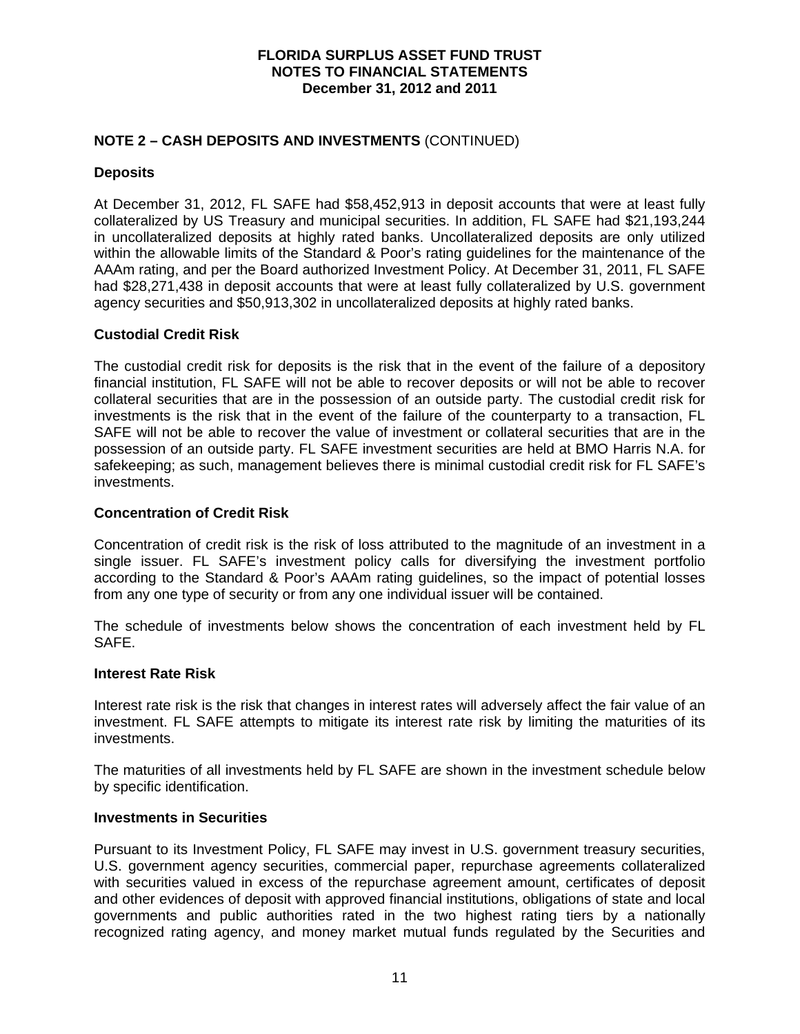**FLORIDA SURPLUS ASSET FUND TRUST**
**NOTES TO FINANCIAL STATEMENTS**
**December 31, 2012 and 2011**

## NOTE 2 – CASH DEPOSITS AND INVESTMENTS (CONTINUED)

### Deposits

At December 31, 2012, FL SAFE had $58,452,913 in deposit accounts that were at least fully collateralized by US Treasury and municipal securities. In addition, FL SAFE had $21,193,244 in uncollateralized deposits at highly rated banks. Uncollateralized deposits are only utilized within the allowable limits of the Standard & Poor's rating guidelines for the maintenance of the AAAm rating, and per the Board authorized Investment Policy. At December 31, 2011, FL SAFE had $28,271,438 in deposit accounts that were at least fully collateralized by U.S. government agency securities and $50,913,302 in uncollateralized deposits at highly rated banks.

### Custodial Credit Risk

The custodial credit risk for deposits is the risk that in the event of the failure of a depository financial institution, FL SAFE will not be able to recover deposits or will not be able to recover collateral securities that are in the possession of an outside party. The custodial credit risk for investments is the risk that in the event of the failure of the counterparty to a transaction, FL SAFE will not be able to recover the value of investment or collateral securities that are in the possession of an outside party. FL SAFE investment securities are held at BMO Harris N.A. for safekeeping; as such, management believes there is minimal custodial credit risk for FL SAFE's investments.

### Concentration of Credit Risk

Concentration of credit risk is the risk of loss attributed to the magnitude of an investment in a single issuer. FL SAFE's investment policy calls for diversifying the investment portfolio according to the Standard & Poor's AAAm rating guidelines, so the impact of potential losses from any one type of security or from any one individual issuer will be contained.

The schedule of investments below shows the concentration of each investment held by FL SAFE.

### Interest Rate Risk

Interest rate risk is the risk that changes in interest rates will adversely affect the fair value of an investment. FL SAFE attempts to mitigate its interest rate risk by limiting the maturities of its investments.

The maturities of all investments held by FL SAFE are shown in the investment schedule below by specific identification.

### Investments in Securities

Pursuant to its Investment Policy, FL SAFE may invest in U.S. government treasury securities, U.S. government agency securities, commercial paper, repurchase agreements collateralized with securities valued in excess of the repurchase agreement amount, certificates of deposit and other evidences of deposit with approved financial institutions, obligations of state and local governments and public authorities rated in the two highest rating tiers by a nationally recognized rating agency, and money market mutual funds regulated by the Securities and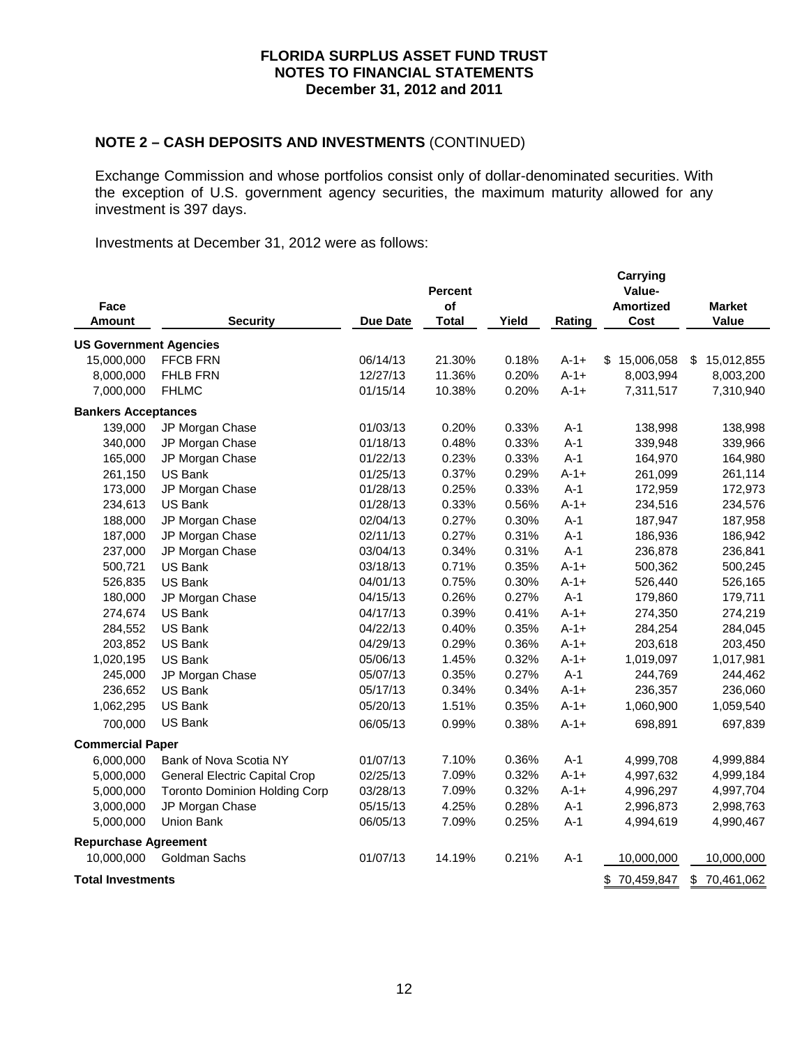**FLORIDA SURPLUS ASSET FUND TRUST**
**NOTES TO FINANCIAL STATEMENTS**
**December 31, 2012 and 2011**

## NOTE 2 – CASH DEPOSITS AND INVESTMENTS (CONTINUED)

Exchange Commission and whose portfolios consist only of dollar-denominated securities. With the exception of U.S. government agency securities, the maximum maturity allowed for any investment is 397 days.

Investments at December 31, 2012 were as follows:

| Face Amount | Security | Due Date | Percent of Total | Yield | Rating | Carrying Value-Amortized Cost | Market Value |
|---|---|---|---|---|---|---|---|
| **US Government Agencies** | | | | | | | |
| 15,000,000 | FFCB FRN | 06/14/13 | 21.30% | 0.18% | A-1+ | $ 15,006,058 | $ 15,012,855 |
| 8,000,000 | FHLB FRN | 12/27/13 | 11.36% | 0.20% | A-1+ | 8,003,994 | 8,003,200 |
| 7,000,000 | FHLMC | 01/15/14 | 10.38% | 0.20% | A-1+ | 7,311,517 | 7,310,940 |
| **Bankers Acceptances** | | | | | | | |
| 139,000 | JP Morgan Chase | 01/03/13 | 0.20% | 0.33% | A-1 | 138,998 | 138,998 |
| 340,000 | JP Morgan Chase | 01/18/13 | 0.48% | 0.33% | A-1 | 339,948 | 339,966 |
| 165,000 | JP Morgan Chase | 01/22/13 | 0.23% | 0.33% | A-1 | 164,970 | 164,980 |
| 261,150 | US Bank | 01/25/13 | 0.37% | 0.29% | A-1+ | 261,099 | 261,114 |
| 173,000 | JP Morgan Chase | 01/28/13 | 0.25% | 0.33% | A-1 | 172,959 | 172,973 |
| 234,613 | US Bank | 01/28/13 | 0.33% | 0.56% | A-1+ | 234,516 | 234,576 |
| 188,000 | JP Morgan Chase | 02/04/13 | 0.27% | 0.30% | A-1 | 187,947 | 187,958 |
| 187,000 | JP Morgan Chase | 02/11/13 | 0.27% | 0.31% | A-1 | 186,936 | 186,942 |
| 237,000 | JP Morgan Chase | 03/04/13 | 0.34% | 0.31% | A-1 | 236,878 | 236,841 |
| 500,721 | US Bank | 03/18/13 | 0.71% | 0.35% | A-1+ | 500,362 | 500,245 |
| 526,835 | US Bank | 04/01/13 | 0.75% | 0.30% | A-1+ | 526,440 | 526,165 |
| 180,000 | JP Morgan Chase | 04/15/13 | 0.26% | 0.27% | A-1 | 179,860 | 179,711 |
| 274,674 | US Bank | 04/17/13 | 0.39% | 0.41% | A-1+ | 274,350 | 274,219 |
| 284,552 | US Bank | 04/22/13 | 0.40% | 0.35% | A-1+ | 284,254 | 284,045 |
| 203,852 | US Bank | 04/29/13 | 0.29% | 0.36% | A-1+ | 203,618 | 203,450 |
| 1,020,195 | US Bank | 05/06/13 | 1.45% | 0.32% | A-1+ | 1,019,097 | 1,017,981 |
| 245,000 | JP Morgan Chase | 05/07/13 | 0.35% | 0.27% | A-1 | 244,769 | 244,462 |
| 236,652 | US Bank | 05/17/13 | 0.34% | 0.34% | A-1+ | 236,357 | 236,060 |
| 1,062,295 | US Bank | 05/20/13 | 1.51% | 0.35% | A-1+ | 1,060,900 | 1,059,540 |
| 700,000 | US Bank | 06/05/13 | 0.99% | 0.38% | A-1+ | 698,891 | 697,839 |
| **Commercial Paper** | | | | | | | |
| 6,000,000 | Bank of Nova Scotia NY | 01/07/13 | 7.10% | 0.36% | A-1 | 4,999,708 | 4,999,884 |
| 5,000,000 | General Electric Capital Crop | 02/25/13 | 7.09% | 0.32% | A-1+ | 4,997,632 | 4,999,184 |
| 5,000,000 | Toronto Dominion Holding Corp | 03/28/13 | 7.09% | 0.32% | A-1+ | 4,996,297 | 4,997,704 |
| 3,000,000 | JP Morgan Chase | 05/15/13 | 4.25% | 0.28% | A-1 | 2,996,873 | 2,998,763 |
| 5,000,000 | Union Bank | 06/05/13 | 7.09% | 0.25% | A-1 | 4,994,619 | 4,990,467 |
| **Repurchase Agreement** | | | | | | | |
| 10,000,000 | Goldman Sachs | 01/07/13 | 14.19% | 0.21% | A-1 | 10,000,000 | 10,000,000 |
| **Total Investments** | | | | | | $ 70,459,847 | $ 70,461,062 |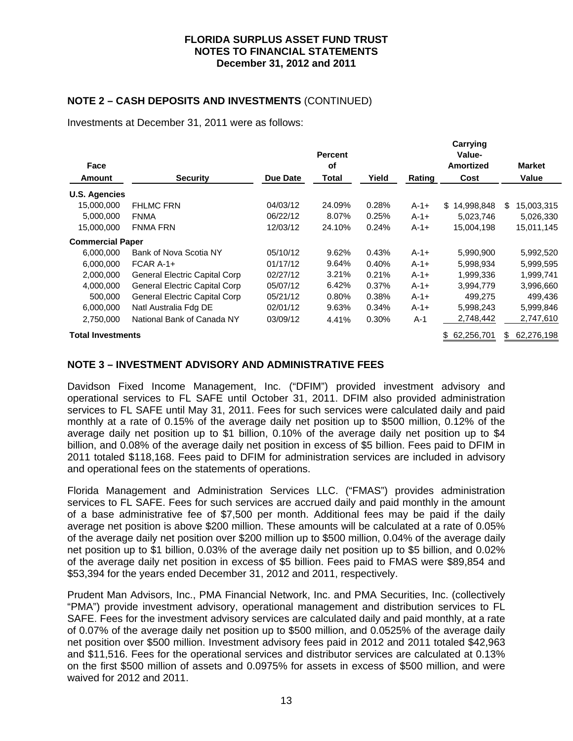# FLORIDA SURPLUS ASSET FUND TRUST
## NOTES TO FINANCIAL STATEMENTS
### December 31, 2012 and 2011

## NOTE 2 – CASH DEPOSITS AND INVESTMENTS (CONTINUED)

Investments at December 31, 2011 were as follows:

| Face Amount | Security | Due Date | Percent of Total | Yield | Rating | Carrying Value- Amortized Cost | Market Value |
|---|---|---|---|---|---|---|---|
| **U.S. Agencies** | | | | | | | |
| 15,000,000 | FHLMC FRN | 04/03/12 | 24.09% | 0.28% | A-1+ | $ 14,998,848 | $ 15,003,315 |
| 5,000,000 | FNMA | 06/22/12 | 8.07% | 0.25% | A-1+ | 5,023,746 | 5,026,330 |
| 15,000,000 | FNMA FRN | 12/03/12 | 24.10% | 0.24% | A-1+ | 15,004,198 | 15,011,145 |
| **Commercial Paper** | | | | | | | |
| 6,000,000 | Bank of Nova Scotia NY | 05/10/12 | 9.62% | 0.43% | A-1+ | 5,990,900 | 5,992,520 |
| 6,000,000 | FCAR A-1+ | 01/17/12 | 9.64% | 0.40% | A-1+ | 5,998,934 | 5,999,595 |
| 2,000,000 | General Electric Capital Corp | 02/27/12 | 3.21% | 0.21% | A-1+ | 1,999,336 | 1,999,741 |
| 4,000,000 | General Electric Capital Corp | 05/07/12 | 6.42% | 0.37% | A-1+ | 3,994,779 | 3,996,660 |
| 500,000 | General Electric Capital Corp | 05/21/12 | 0.80% | 0.38% | A-1+ | 499,275 | 499,436 |
| 6,000,000 | Natl Australia Fdg DE | 02/01/12 | 9.63% | 0.34% | A-1+ | 5,998,243 | 5,999,846 |
| 2,750,000 | National Bank of Canada NY | 03/09/12 | 4.41% | 0.30% | A-1 | 2,748,442 | 2,747,610 |
| **Total Investments** | | | | | | $ 62,256,701 | $ 62,276,198 |

## NOTE 3 – INVESTMENT ADVISORY AND ADMINISTRATIVE FEES

Davidson Fixed Income Management, Inc. ("DFIM") provided investment advisory and operational services to FL SAFE until October 31, 2011. DFIM also provided administration services to FL SAFE until May 31, 2011. Fees for such services were calculated daily and paid monthly at a rate of 0.15% of the average daily net position up to $500 million, 0.12% of the average daily net position up to $1 billion, 0.10% of the average daily net position up to $4 billion, and 0.08% of the average daily net position in excess of $5 billion. Fees paid to DFIM in 2011 totaled $118,168. Fees paid to DFIM for administration services are included in advisory and operational fees on the statements of operations.

Florida Management and Administration Services LLC. ("FMAS") provides administration services to FL SAFE. Fees for such services are accrued daily and paid monthly in the amount of a base administrative fee of $7,500 per month. Additional fees may be paid if the daily average net position is above $200 million. These amounts will be calculated at a rate of 0.05% of the average daily net position over $200 million up to $500 million, 0.04% of the average daily net position up to $1 billion, 0.03% of the average daily net position up to $5 billion, and 0.02% of the average daily net position in excess of $5 billion. Fees paid to FMAS were $89,854 and $53,394 for the years ended December 31, 2012 and 2011, respectively.

Prudent Man Advisors, Inc., PMA Financial Network, Inc. and PMA Securities, Inc. (collectively "PMA") provide investment advisory, operational management and distribution services to FL SAFE. Fees for the investment advisory services are calculated daily and paid monthly, at a rate of 0.07% of the average daily net position up to $500 million, and 0.0525% of the average daily net position over $500 million. Investment advisory fees paid in 2012 and 2011 totaled $42,963 and $11,516. Fees for the operational services and distributor services are calculated at 0.13% on the first $500 million of assets and 0.0975% for assets in excess of $500 million, and were waived for 2012 and 2011.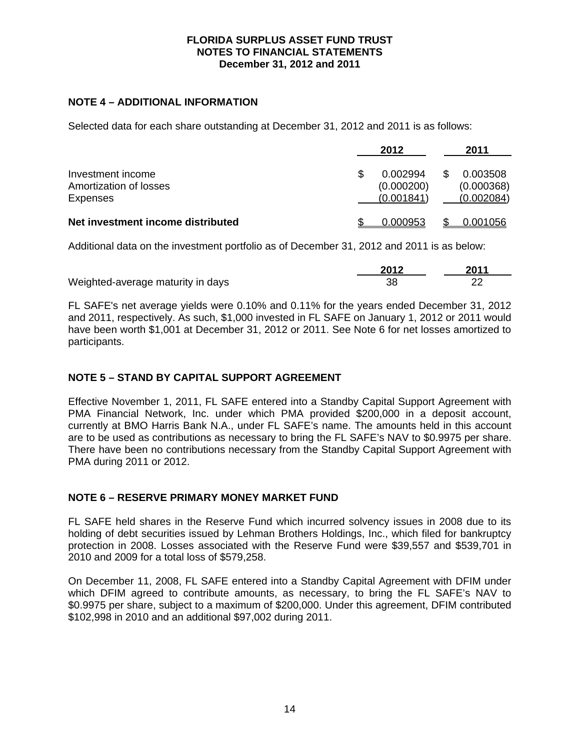**FLORIDA SURPLUS ASSET FUND TRUST**
**NOTES TO FINANCIAL STATEMENTS**
**December 31, 2012 and 2011**

## NOTE 4 – ADDITIONAL INFORMATION

Selected data for each share outstanding at December 31, 2012 and 2011 is as follows:

| | 2012 | 2011 |
|---|---|---|
| Investment income | $ 0.002994 | $ 0.003508 |
| Amortization of losses | (0.000200) | (0.000368) |
| Expenses | (0.001841) | (0.002084) |
| **Net investment income distributed** | $ 0.000953 | $ 0.001056 |

Additional data on the investment portfolio as of December 31, 2012 and 2011 is as below:

| | 2012 | 2011 |
|---|---|---|
| Weighted-average maturity in days | 38 | 22 |

FL SAFE's net average yields were 0.10% and 0.11% for the years ended December 31, 2012 and 2011, respectively. As such, $1,000 invested in FL SAFE on January 1, 2012 or 2011 would have been worth $1,001 at December 31, 2012 or 2011. See Note 6 for net losses amortized to participants.

## NOTE 5 – STAND BY CAPITAL SUPPORT AGREEMENT

Effective November 1, 2011, FL SAFE entered into a Standby Capital Support Agreement with PMA Financial Network, Inc. under which PMA provided $200,000 in a deposit account, currently at BMO Harris Bank N.A., under FL SAFE's name. The amounts held in this account are to be used as contributions as necessary to bring the FL SAFE's NAV to $0.9975 per share. There have been no contributions necessary from the Standby Capital Support Agreement with PMA during 2011 or 2012.

## NOTE 6 – RESERVE PRIMARY MONEY MARKET FUND

FL SAFE held shares in the Reserve Fund which incurred solvency issues in 2008 due to its holding of debt securities issued by Lehman Brothers Holdings, Inc., which filed for bankruptcy protection in 2008. Losses associated with the Reserve Fund were $39,557 and $539,701 in 2010 and 2009 for a total loss of $579,258.

On December 11, 2008, FL SAFE entered into a Standby Capital Agreement with DFIM under which DFIM agreed to contribute amounts, as necessary, to bring the FL SAFE's NAV to $0.9975 per share, subject to a maximum of $200,000. Under this agreement, DFIM contributed $102,998 in 2010 and an additional $97,002 during 2011.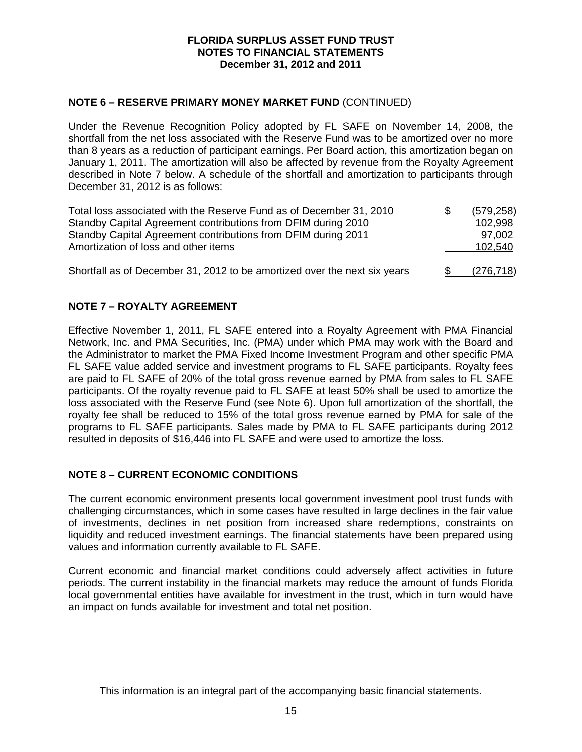**FLORIDA SURPLUS ASSET FUND TRUST**
**NOTES TO FINANCIAL STATEMENTS**
**December 31, 2012 and 2011**

## NOTE 6 – RESERVE PRIMARY MONEY MARKET FUND (CONTINUED)

Under the Revenue Recognition Policy adopted by FL SAFE on November 14, 2008, the shortfall from the net loss associated with the Reserve Fund was to be amortized over no more than 8 years as a reduction of participant earnings. Per Board action, this amortization began on January 1, 2011. The amortization will also be affected by revenue from the Royalty Agreement described in Note 7 below. A schedule of the shortfall and amortization to participants through December 31, 2012 is as follows:

| | | |
|---|---|---|
| Total loss associated with the Reserve Fund as of December 31, 2010 | $ | (579,258) |
| Standby Capital Agreement contributions from DFIM during 2010 | | 102,998 |
| Standby Capital Agreement contributions from DFIM during 2011 | | 97,002 |
| Amortization of loss and other items | | 102,540 |
| Shortfall as of December 31, 2012 to be amortized over the next six years | $ | (276,718) |

## NOTE 7 – ROYALTY AGREEMENT

Effective November 1, 2011, FL SAFE entered into a Royalty Agreement with PMA Financial Network, Inc. and PMA Securities, Inc. (PMA) under which PMA may work with the Board and the Administrator to market the PMA Fixed Income Investment Program and other specific PMA FL SAFE value added service and investment programs to FL SAFE participants. Royalty fees are paid to FL SAFE of 20% of the total gross revenue earned by PMA from sales to FL SAFE participants. Of the royalty revenue paid to FL SAFE at least 50% shall be used to amortize the loss associated with the Reserve Fund (see Note 6). Upon full amortization of the shortfall, the royalty fee shall be reduced to 15% of the total gross revenue earned by PMA for sale of the programs to FL SAFE participants. Sales made by PMA to FL SAFE participants during 2012 resulted in deposits of $16,446 into FL SAFE and were used to amortize the loss.

## NOTE 8 – CURRENT ECONOMIC CONDITIONS

The current economic environment presents local government investment pool trust funds with challenging circumstances, which in some cases have resulted in large declines in the fair value of investments, declines in net position from increased share redemptions, constraints on liquidity and reduced investment earnings. The financial statements have been prepared using values and information currently available to FL SAFE.

Current economic and financial market conditions could adversely affect activities in future periods. The current instability in the financial markets may reduce the amount of funds Florida local governmental entities have available for investment in the trust, which in turn would have an impact on funds available for investment and total net position.

This information is an integral part of the accompanying basic financial statements.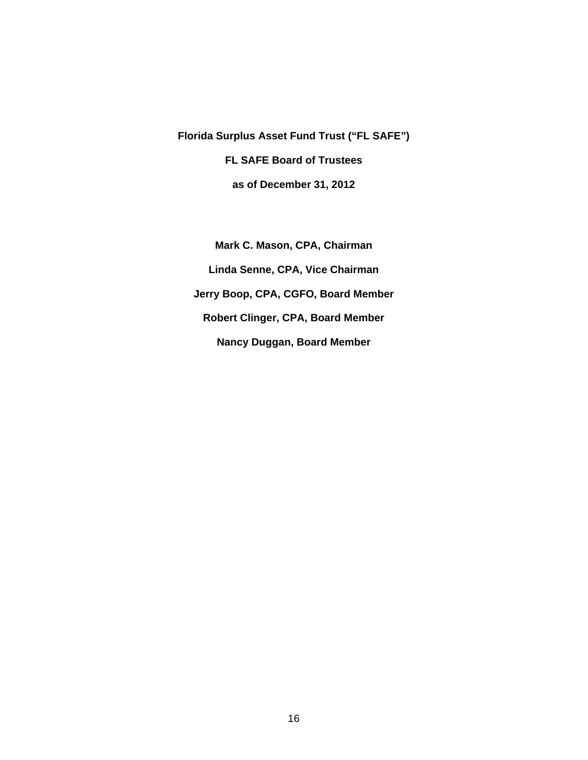**Florida Surplus Asset Fund Trust ("FL SAFE")**

**FL SAFE Board of Trustees**

**as of December 31, 2012**

**Mark C. Mason, CPA, Chairman**

**Linda Senne, CPA, Vice Chairman**

**Jerry Boop, CPA, CGFO, Board Member**

**Robert Clinger, CPA, Board Member**

**Nancy Duggan, Board Member**